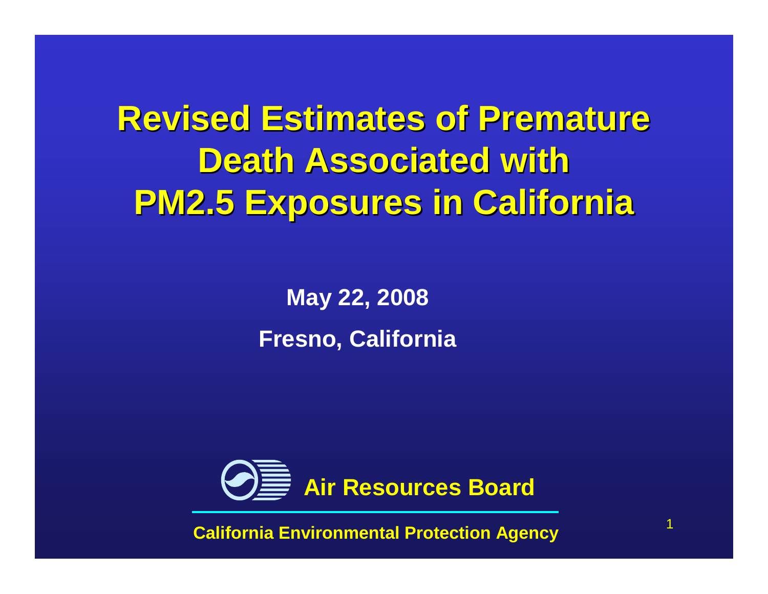# Revised Estimates of Premature Death Associated with PM2.5 Exposures in California

**May 22, 2008**

**Fresno, California**

**Air Resources Board**

**California Environmental Protection Agency**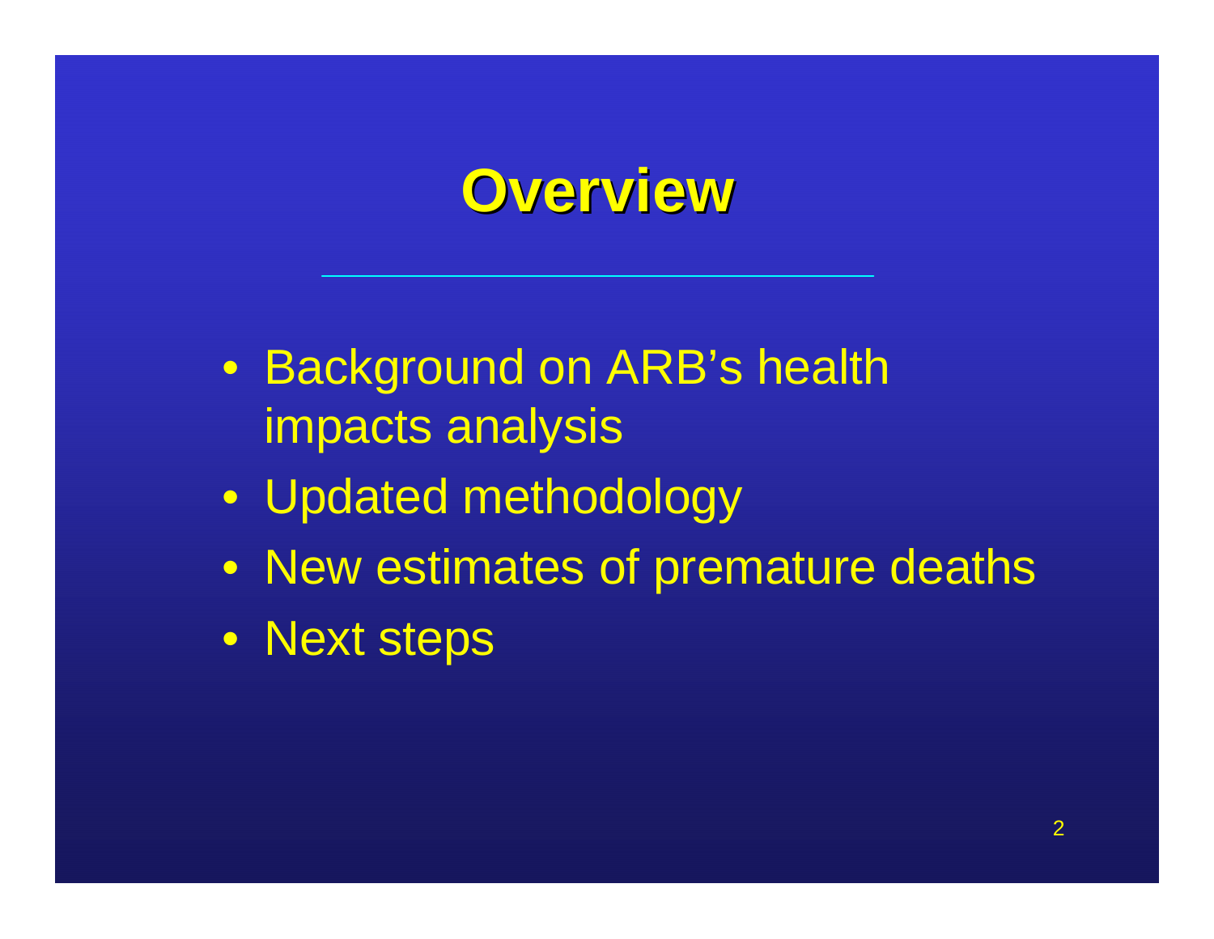# Overview

- Background on ARB's health impacts analysis
- Updated methodology
- New estimates of premature deaths
- Next steps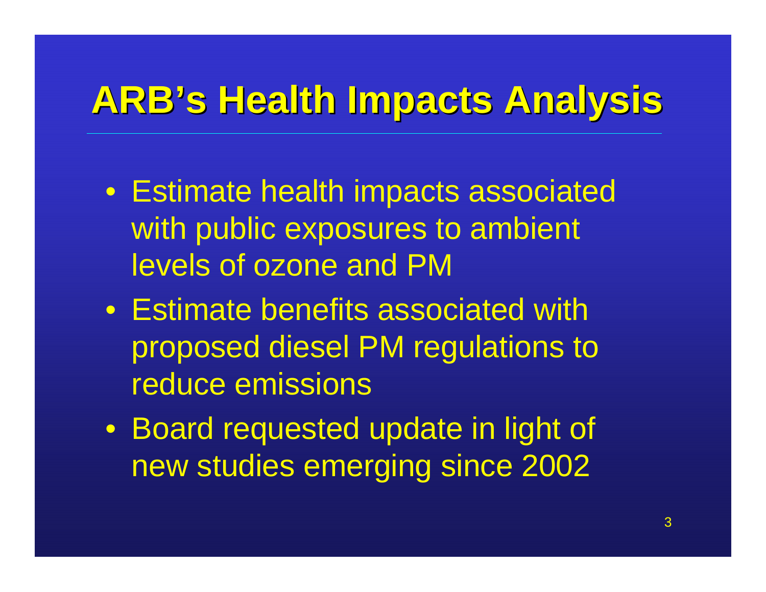# ARB's Health Impacts Analysis

- Estimate health impacts associated with public exposures to ambient levels of ozone and PM
- Estimate benefits associated with proposed diesel PM regulations to reduce emissions
- Board requested update in light of new studies emerging since 2002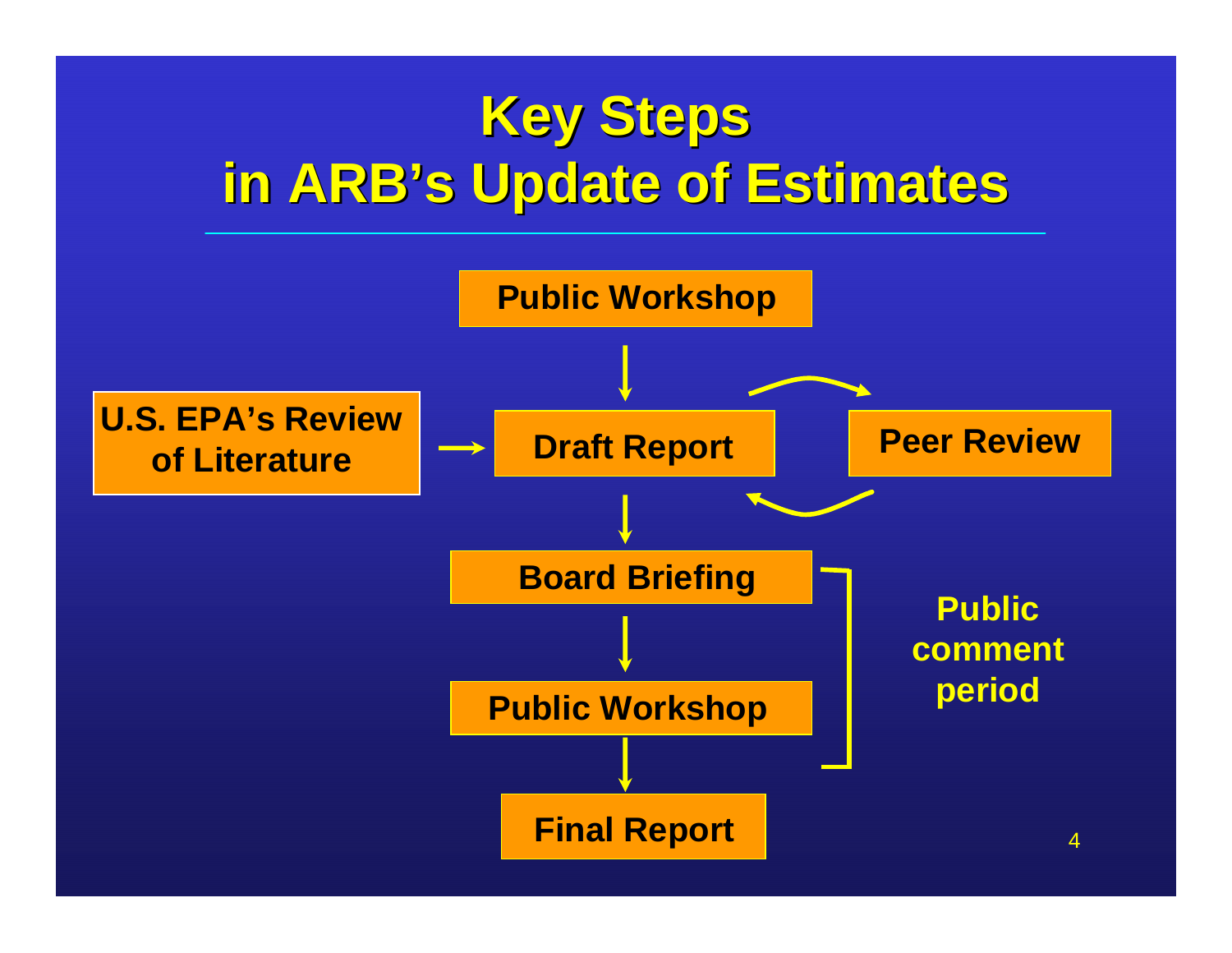# Key Steps in ARB's Update of Estimates

- Public Workshop
- Draft Report
  - U.S. EPA's Review of Literature → Draft Report
  - Draft Report ⇄ Peer Review
- Board Briefing
- Public Workshop
- Final Report

Public comment period (Board Briefing through Public Workshop)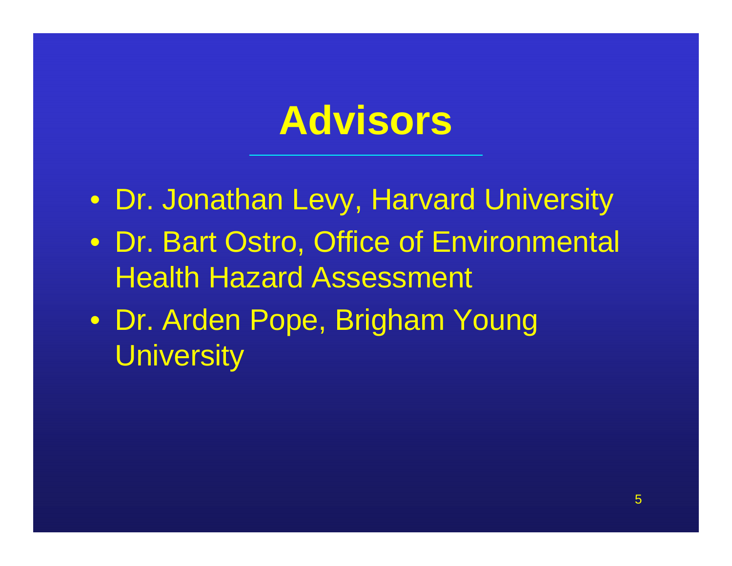# Advisors

- Dr. Jonathan Levy, Harvard University
- Dr. Bart Ostro, Office of Environmental Health Hazard Assessment
- Dr. Arden Pope, Brigham Young University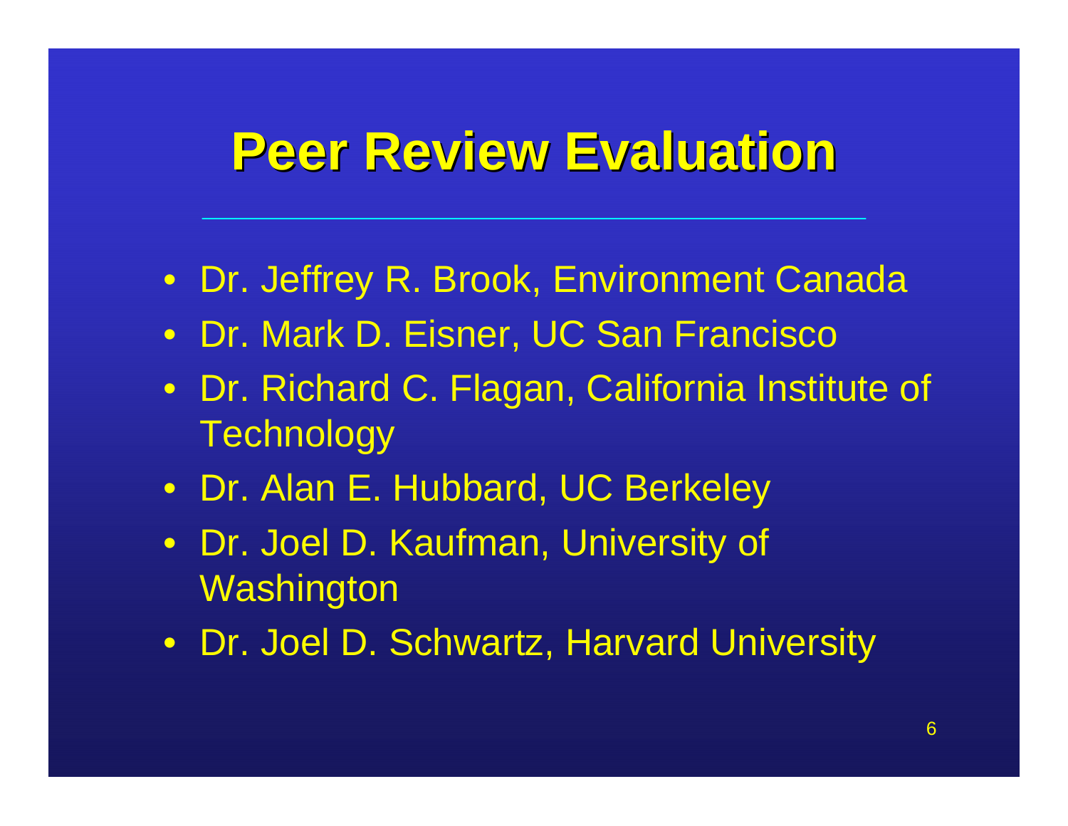# Peer Review Evaluation

- Dr. Jeffrey R. Brook, Environment Canada
- Dr. Mark D. Eisner, UC San Francisco
- Dr. Richard C. Flagan, California Institute of Technology
- Dr. Alan E. Hubbard, UC Berkeley
- Dr. Joel D. Kaufman, University of Washington
- Dr. Joel D. Schwartz, Harvard University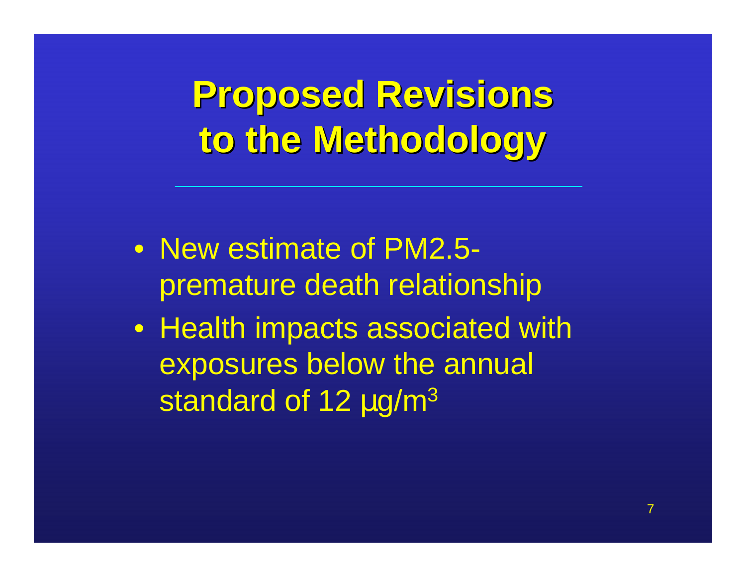# Proposed Revisions to the Methodology

- New estimate of PM2.5-premature death relationship
- Health impacts associated with exposures below the annual standard of 12 μg/$m^3$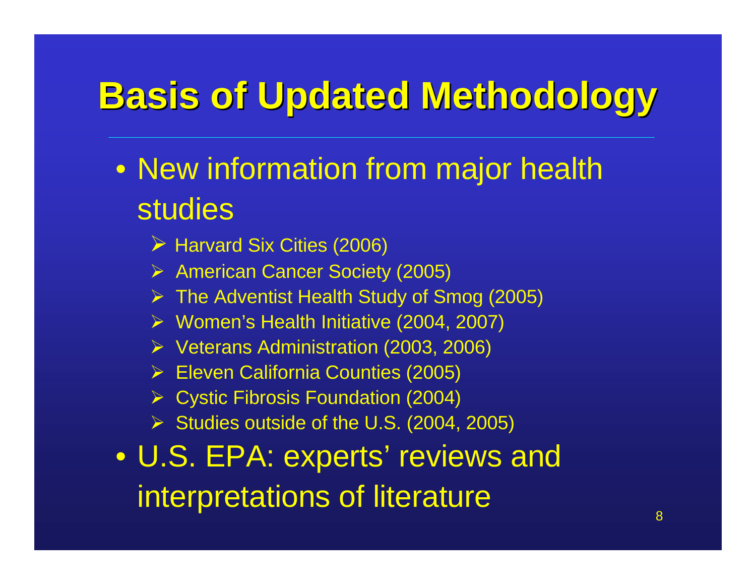# Basis of Updated Methodology

- New information from major health studies
  - Harvard Six Cities (2006)
  - American Cancer Society (2005)
  - The Adventist Health Study of Smog (2005)
  - Women's Health Initiative (2004, 2007)
  - Veterans Administration (2003, 2006)
  - Eleven California Counties (2005)
  - Cystic Fibrosis Foundation (2004)
  - Studies outside of the U.S. (2004, 2005)
- U.S. EPA: experts' reviews and interpretations of literature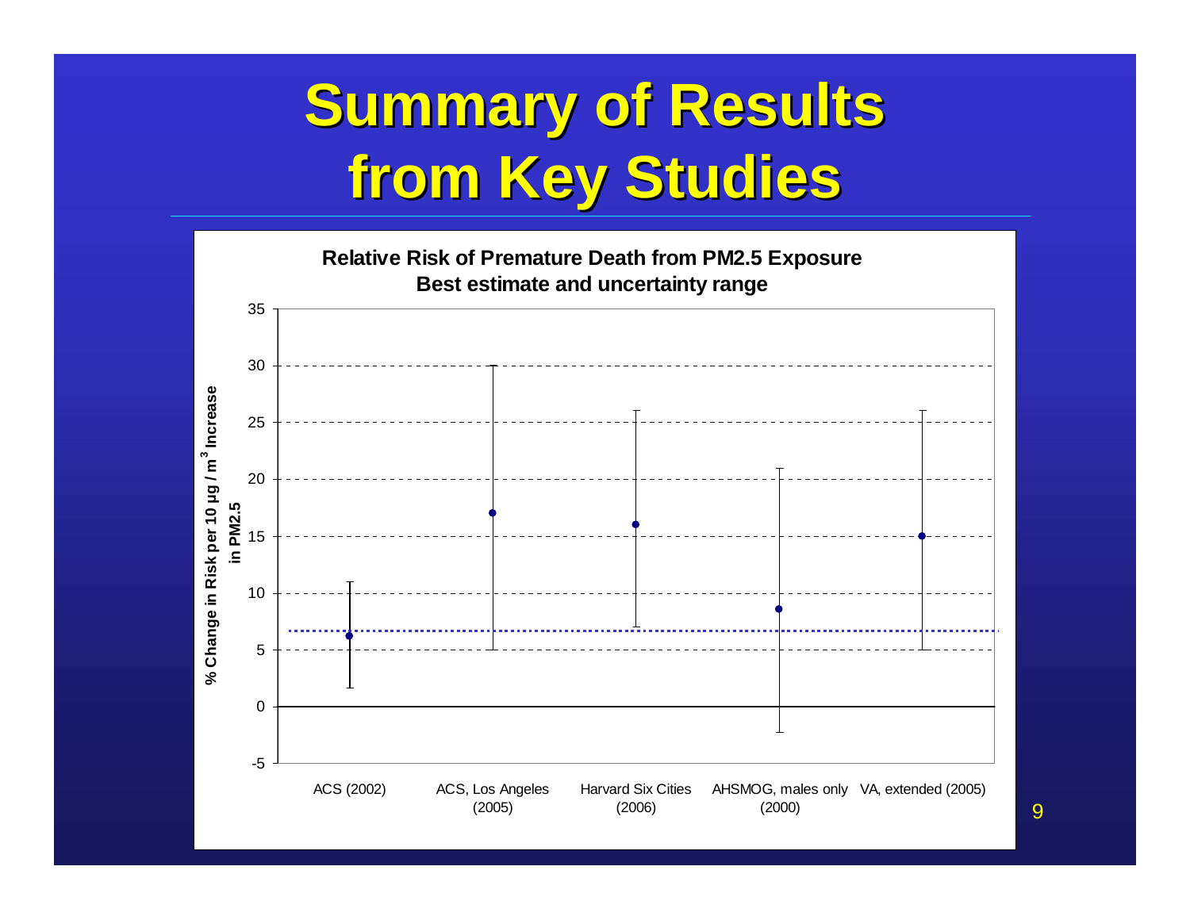# Summary of Results from Key Studies

**Relative Risk of Premature Death from PM2.5 Exposure**
**Best estimate and uncertainty range**

| Study | Best estimate (% Change in Risk per 10 µg / m³ Increase in PM2.5) | Lower bound | Upper bound |
|---|---|---|---|
| ACS (2002) | ~6.2 | ~1.7 | ~11 |
| ACS, Los Angeles (2005) | ~17 | ~5 | ~30 |
| Harvard Six Cities (2006) | ~16 | ~7 | ~26 |
| AHSMOG, males only (2000) | ~8.6 | ~-2.2 | ~21 |
| VA, extended (2005) | ~15 | ~5 | ~26 |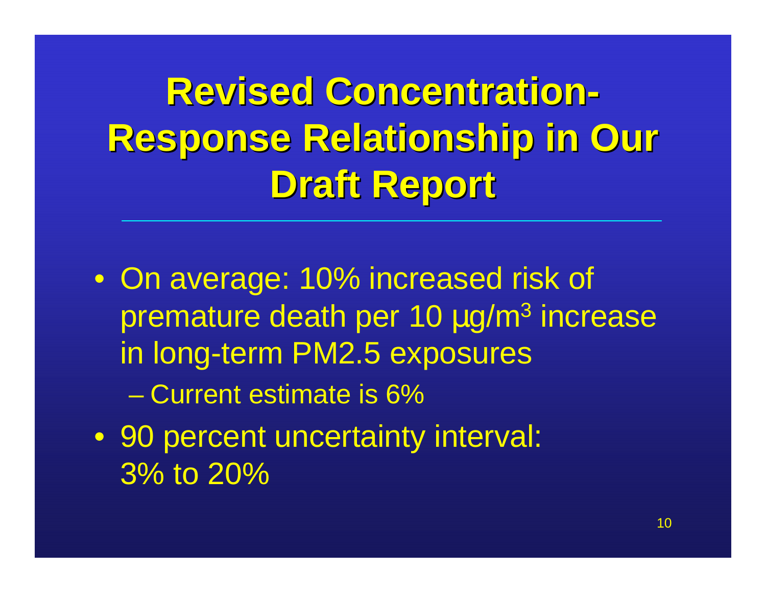# Revised Concentration-Response Relationship in Our Draft Report

- On average: 10% increased risk of premature death per 10 µg/$m^3$ increase in long-term PM2.5 exposures
  - Current estimate is 6%
- 90 percent uncertainty interval: 3% to 20%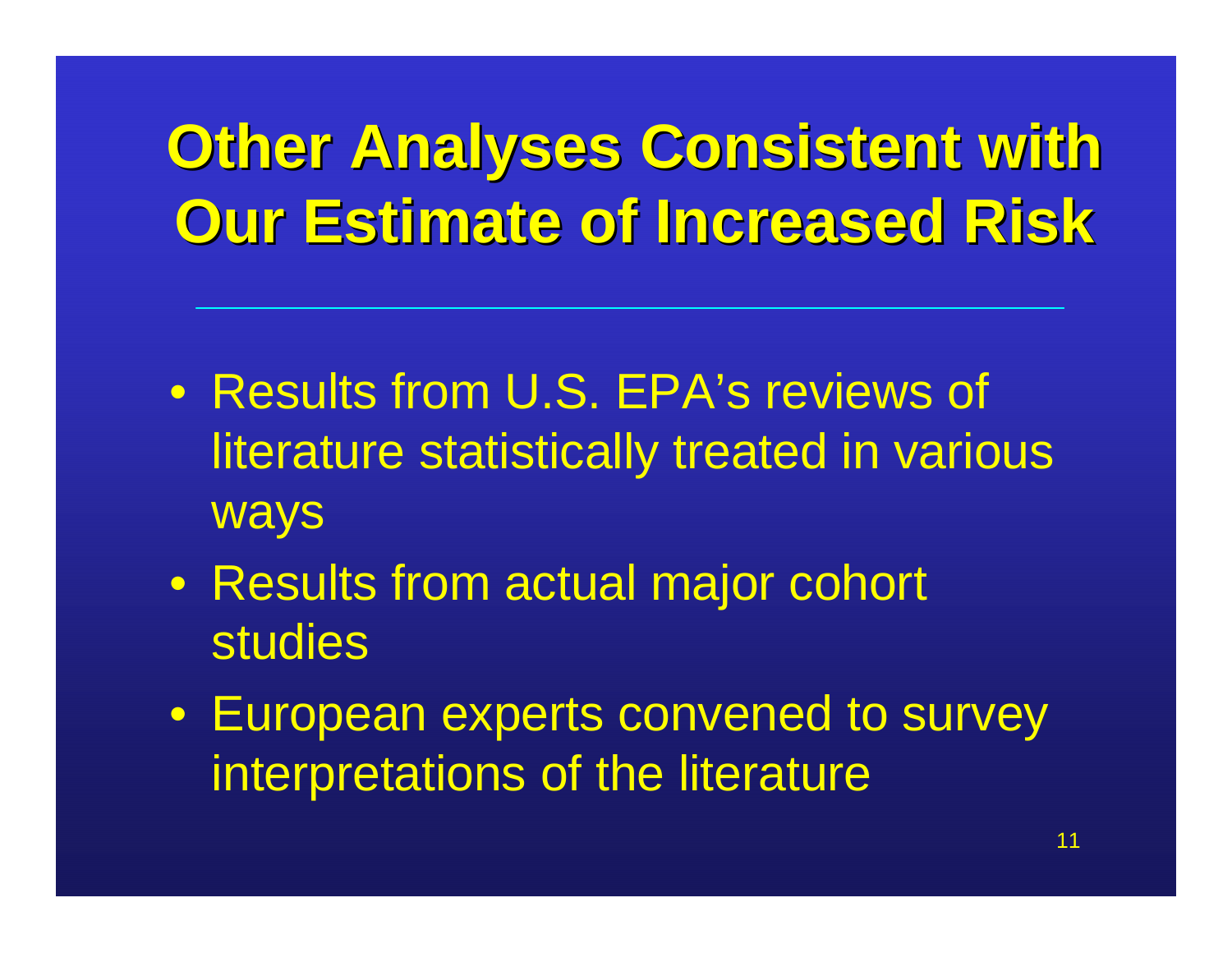# Other Analyses Consistent with Our Estimate of Increased Risk

- Results from U.S. EPA's reviews of literature statistically treated in various ways
- Results from actual major cohort studies
- European experts convened to survey interpretations of the literature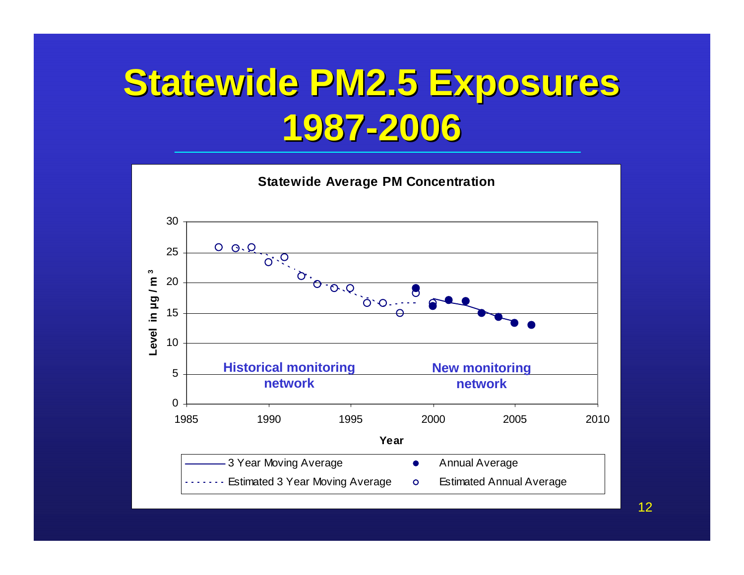# Statewide PM2.5 Exposures 1987-2006

**Statewide Average PM Concentration**

Level in µg / m³ (0–30) vs. Year (1985–2010)

Historical monitoring network

New monitoring network

— 3 Year Moving Average
● Annual Average
- - - Estimated 3 Year Moving Average
○ Estimated Annual Average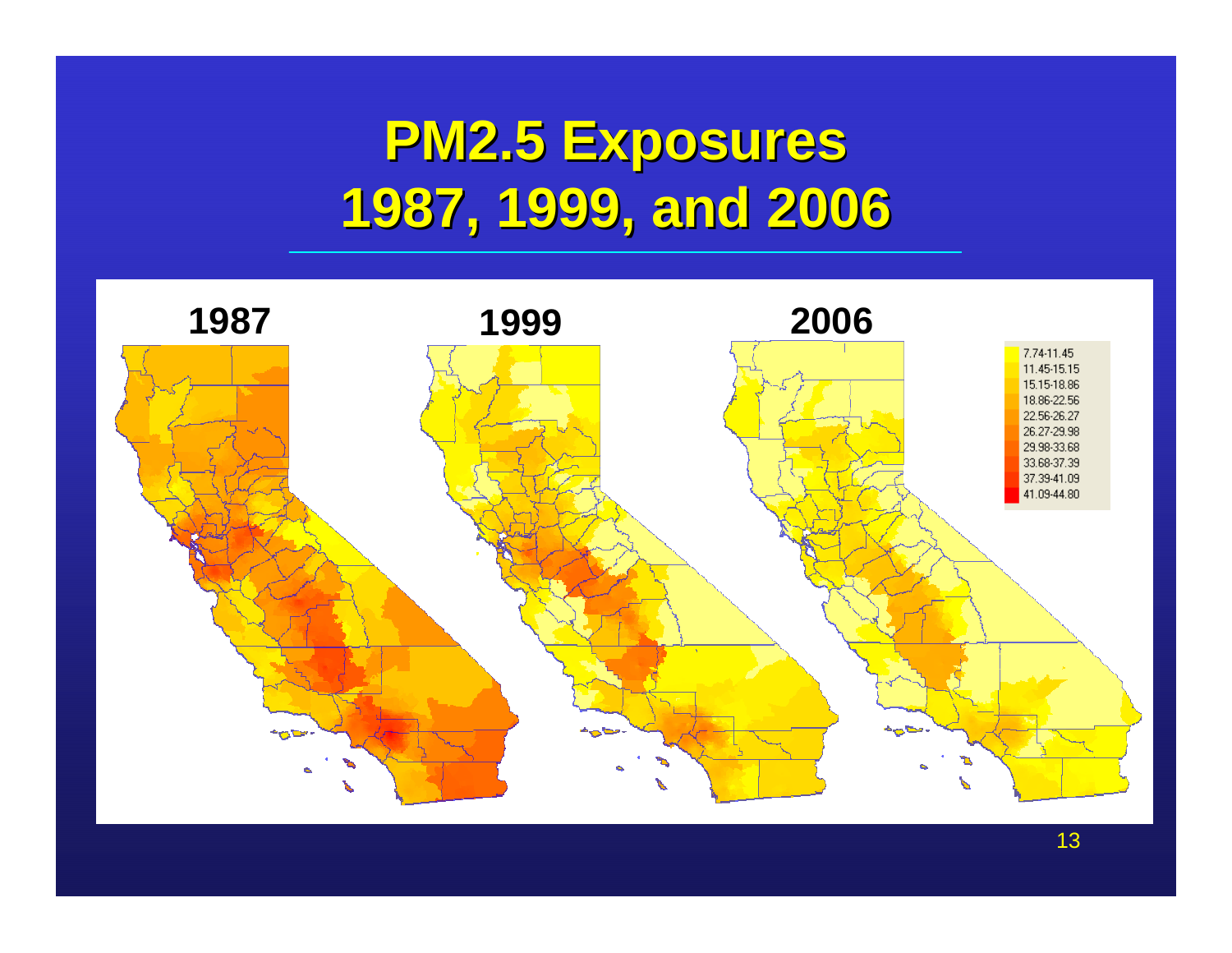# PM2.5 Exposures 1987, 1999, and 2006

1987

1999

2006

| Legend |
|---|
| 7.74-11.45 |
| 11.45-15.15 |
| 15.15-18.86 |
| 18.86-22.56 |
| 22.56-26.27 |
| 26.27-29.98 |
| 29.98-33.68 |
| 33.68-37.39 |
| 37.39-41.09 |
| 41.09-44.80 |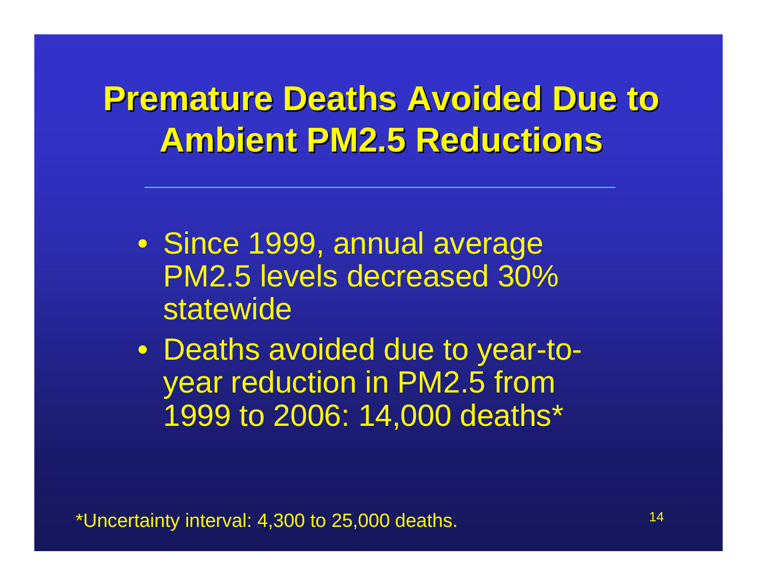# Premature Deaths Avoided Due to Ambient PM2.5 Reductions

- Since 1999, annual average PM2.5 levels decreased 30% statewide
- Deaths avoided due to year-to-year reduction in PM2.5 from 1999 to 2006: 14,000 deaths*

*Uncertainty interval: 4,300 to 25,000 deaths.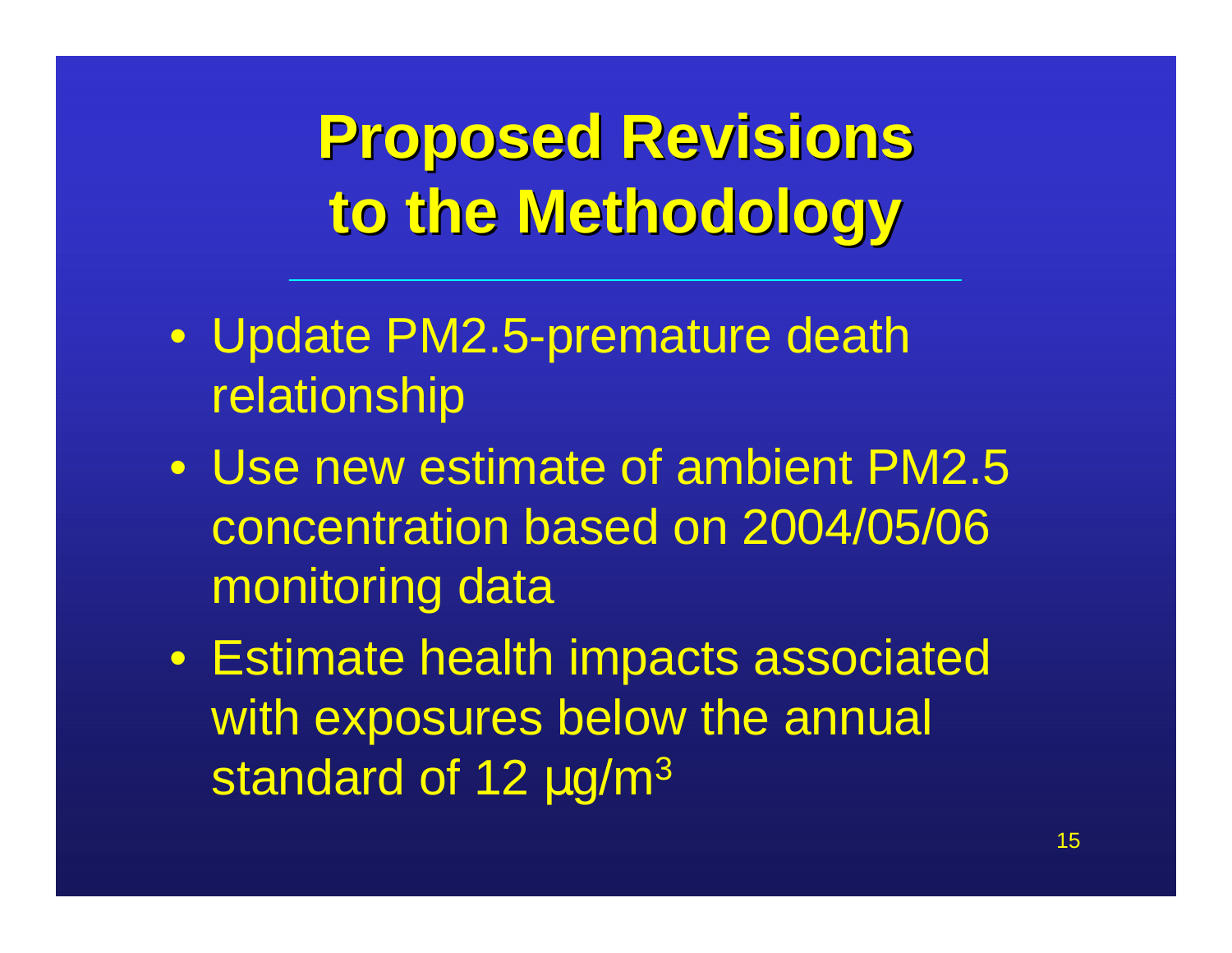# Proposed Revisions to the Methodology

- Update PM2.5-premature death relationship
- Use new estimate of ambient PM2.5 concentration based on 2004/05/06 monitoring data
- Estimate health impacts associated with exposures below the annual standard of 12 μg/$m^3$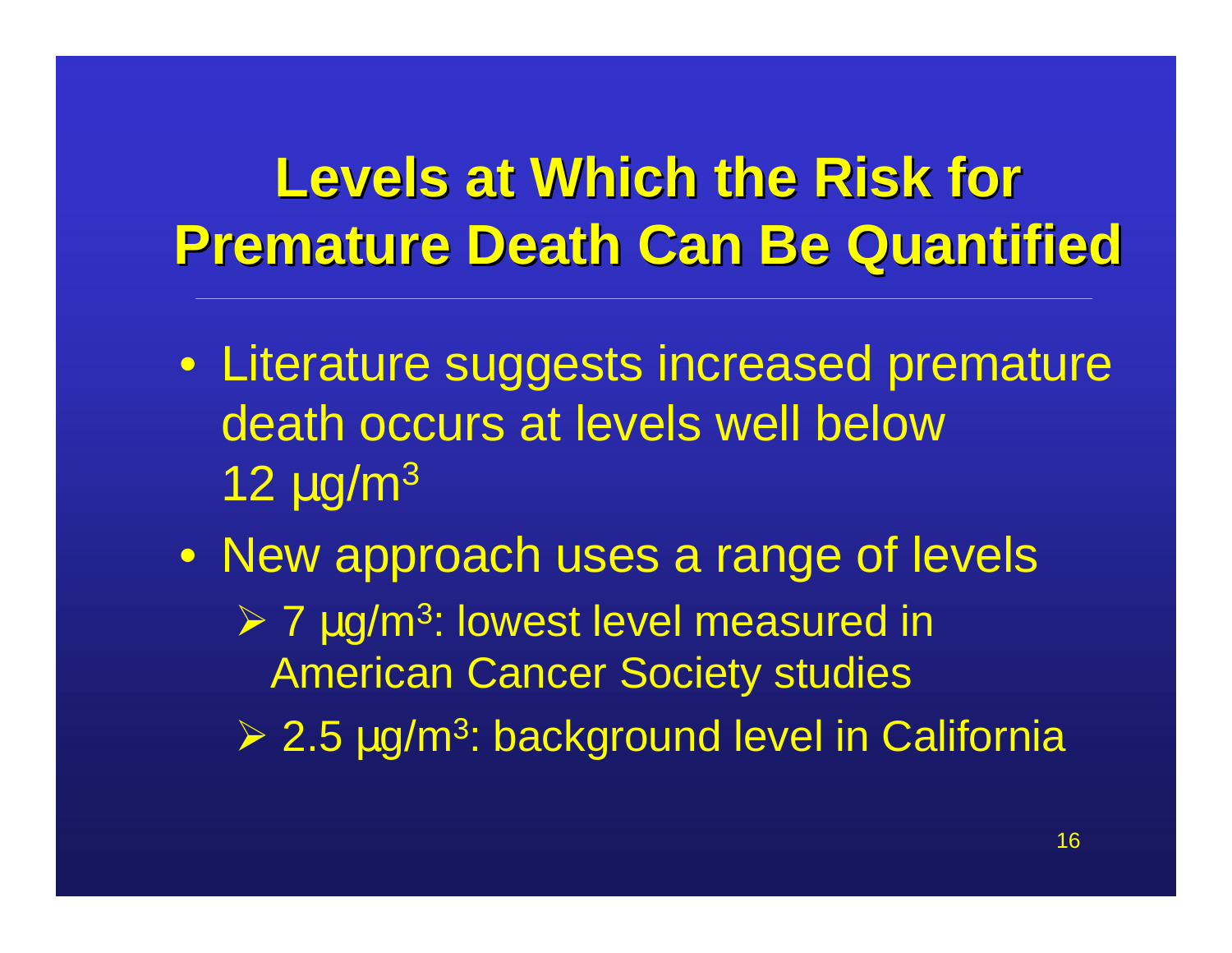# Levels at Which the Risk for Premature Death Can Be Quantified

- Literature suggests increased premature death occurs at levels well below 12 µg/m$^3$
- New approach uses a range of levels
  - 7 µg/m$^3$: lowest level measured in American Cancer Society studies
  - 2.5 µg/m$^3$: background level in California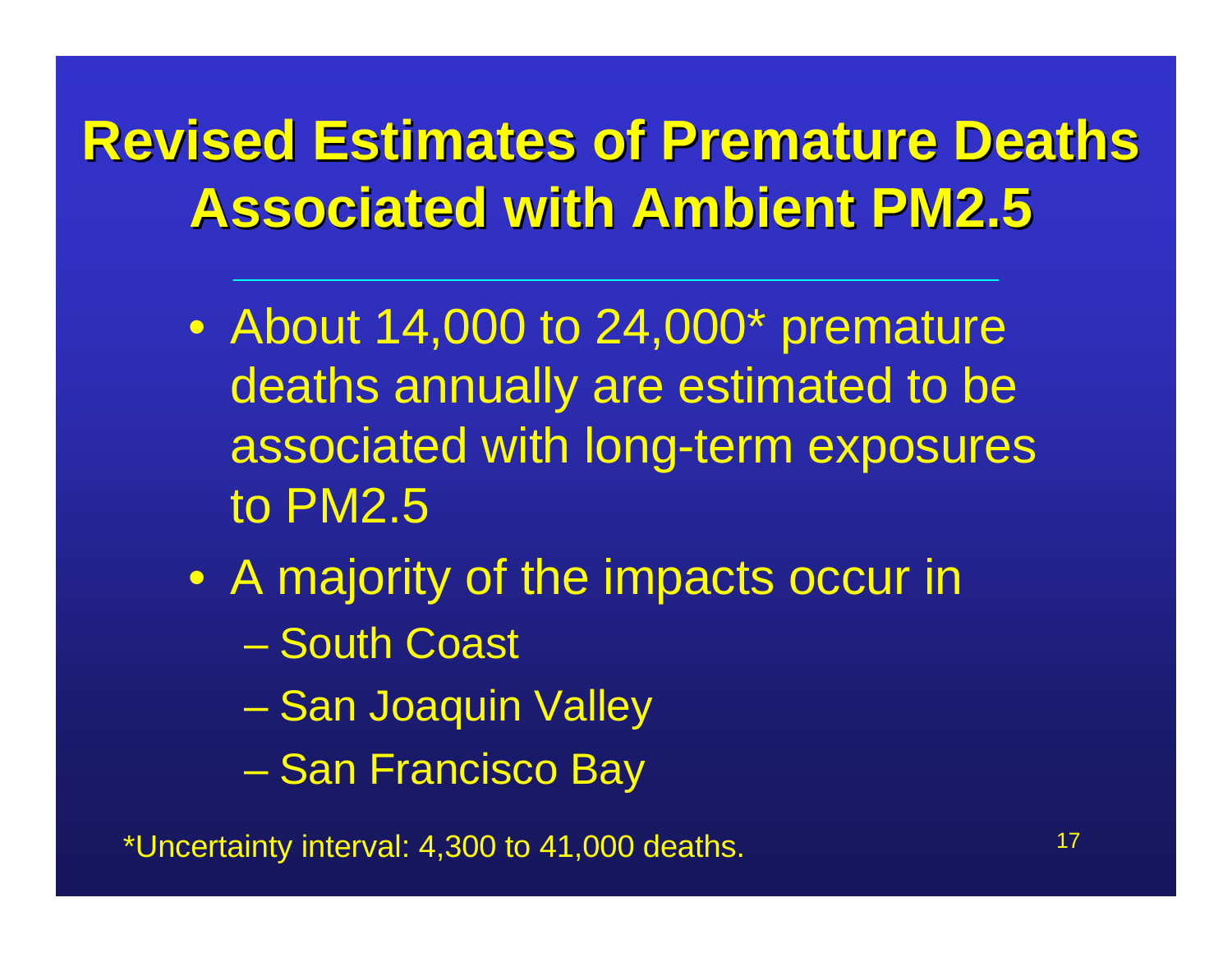# Revised Estimates of Premature Deaths Associated with Ambient PM2.5

- About 14,000 to 24,000* premature deaths annually are estimated to be associated with long-term exposures to PM2.5
- A majority of the impacts occur in
  - South Coast
  - San Joaquin Valley
  - San Francisco Bay

*Uncertainty interval: 4,300 to 41,000 deaths.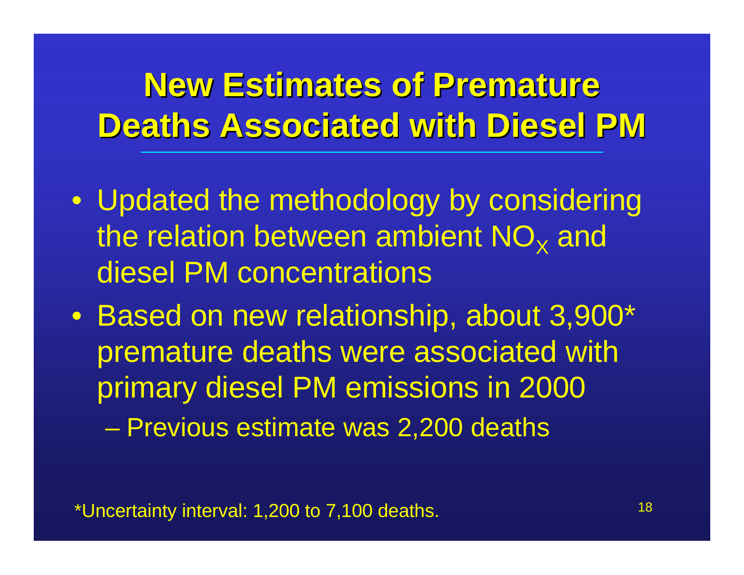# New Estimates of Premature Deaths Associated with Diesel PM

- Updated the methodology by considering the relation between ambient $NO_X$ and diesel PM concentrations
- Based on new relationship, about 3,900* premature deaths were associated with primary diesel PM emissions in 2000
  - Previous estimate was 2,200 deaths

*Uncertainty interval: 1,200 to 7,100 deaths.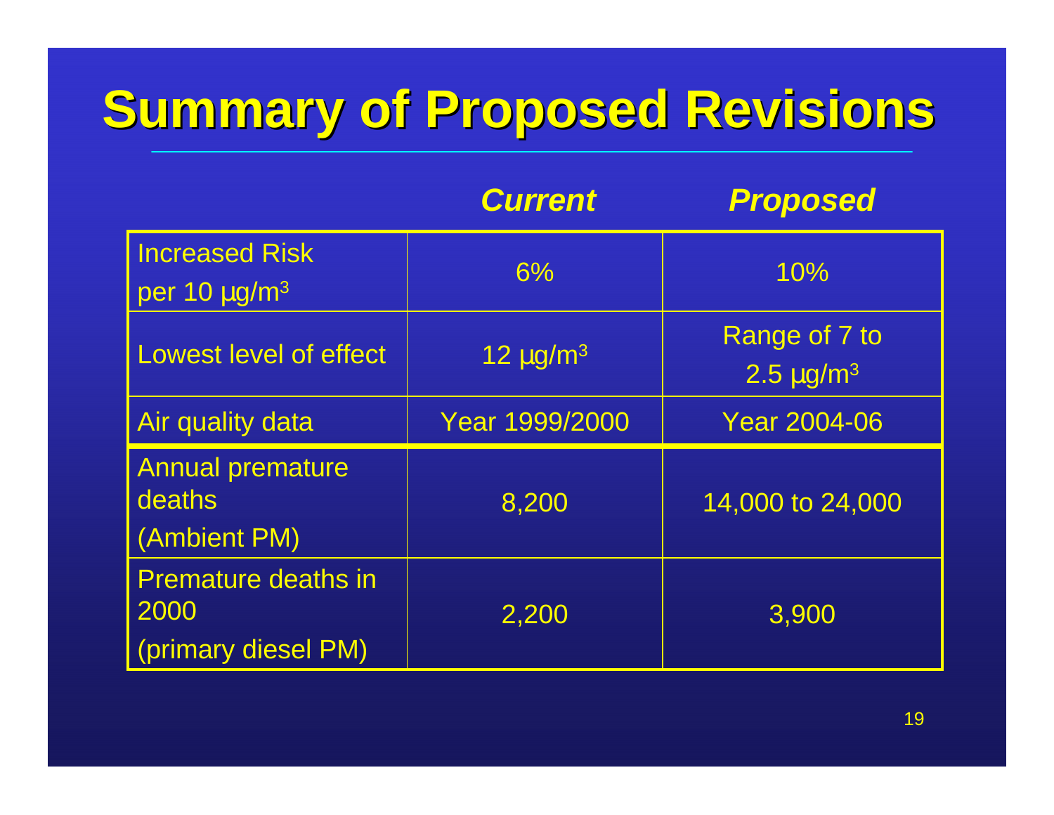# Summary of Proposed Revisions

| | *Current* | *Proposed* |
|---|---|---|
| Increased Risk per 10 µg/m$^3$ | 6% | 10% |
| Lowest level of effect | 12 µg/m$^3$ | Range of 7 to 2.5 µg/m$^3$ |
| Air quality data | Year 1999/2000 | Year 2004-06 |
| Annual premature deaths (Ambient PM) | 8,200 | 14,000 to 24,000 |
| Premature deaths in 2000 (primary diesel PM) | 2,200 | 3,900 |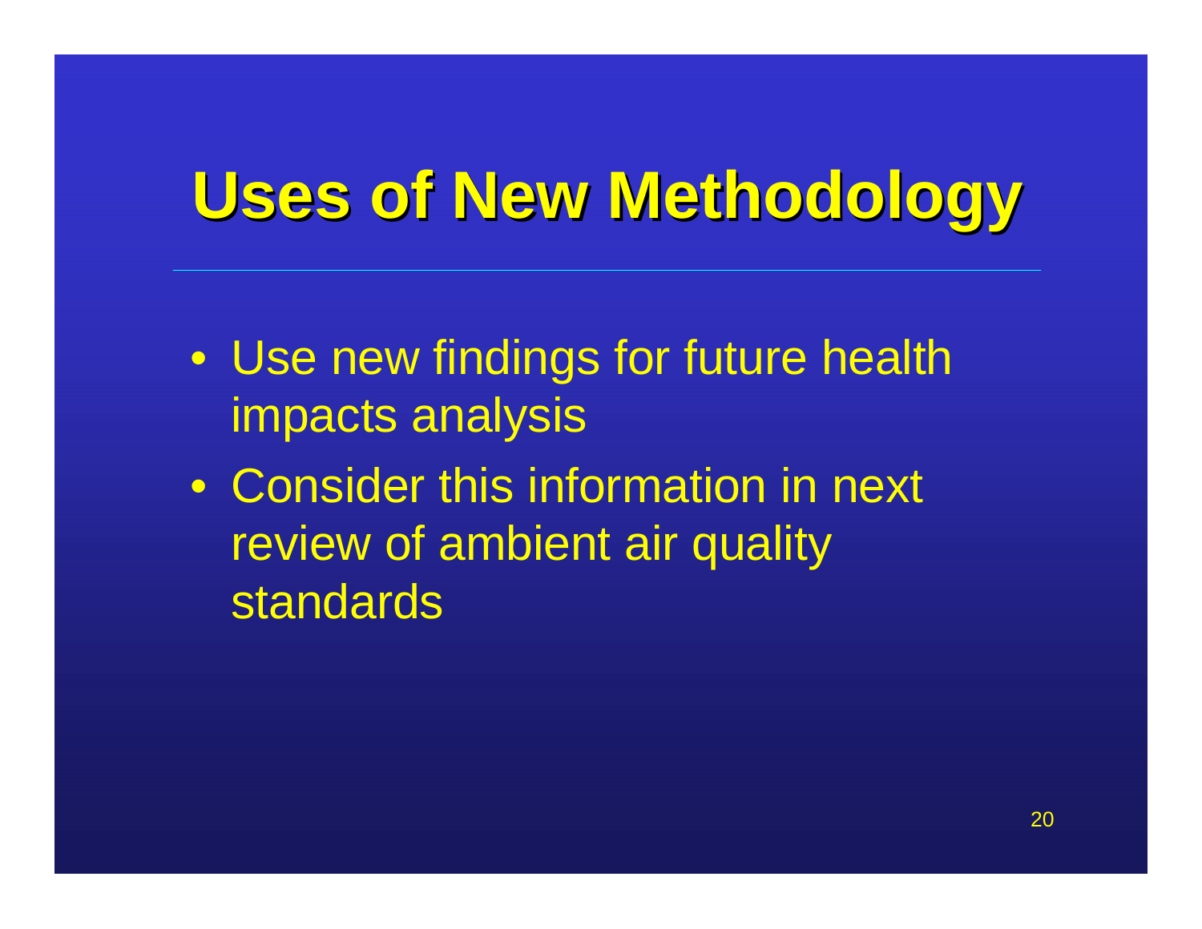# Uses of New Methodology

- Use new findings for future health impacts analysis
- Consider this information in next review of ambient air quality standards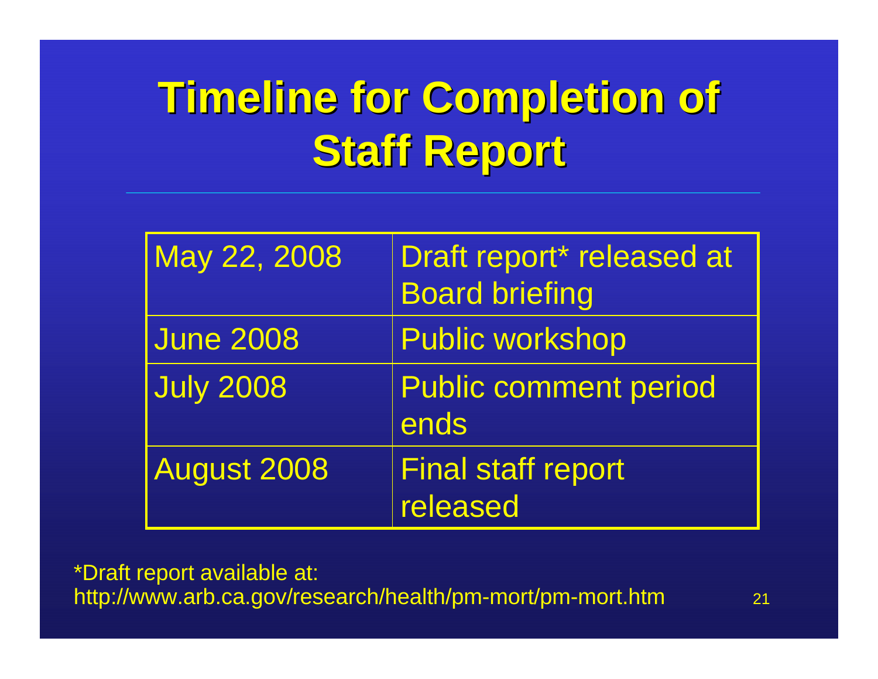# Timeline for Completion of Staff Report

| | |
|---|---|
| May 22, 2008 | Draft report* released at Board briefing |
| June 2008 | Public workshop |
| July 2008 | Public comment period ends |
| August 2008 | Final staff report released |

*Draft report available at:
http://www.arb.ca.gov/research/health/pm-mort/pm-mort.htm